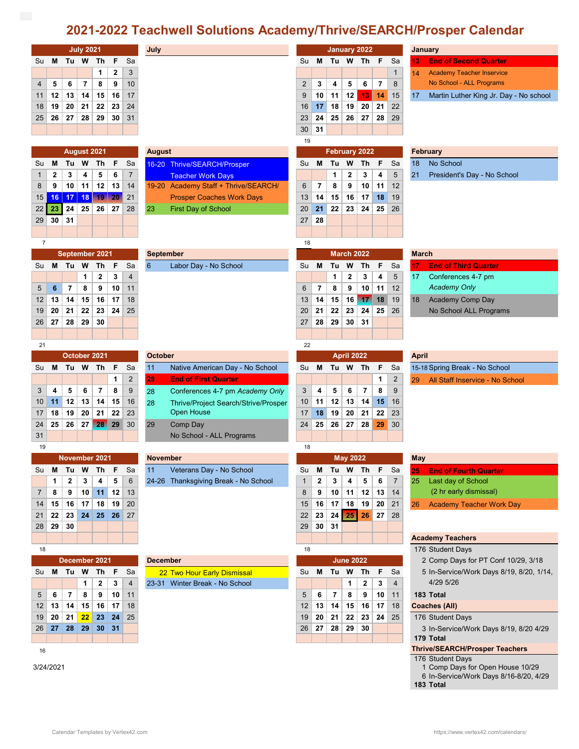# 2021-2022 Teachwell Solutions Academy/Thrive/SEARCH/Prosper Calendar

## July 2021

| Su | M | Tu | W | Th | F | Sa |
|---|---|---|---|---|---|---|
| | | | | 1 | 2 | 3 |
| 4 | 5 | 6 | 7 | 8 | 9 | 10 |
| 11 | 12 | 13 | 14 | 15 | 16 | 17 |
| 18 | 19 | 20 | 21 | 22 | 23 | 24 |
| 25 | 26 | 27 | 28 | 29 | 30 | 31 |

**July**

## August 2021

| Su | M | Tu | W | Th | F | Sa |
|---|---|---|---|---|---|---|
| 1 | 2 | 3 | 4 | 5 | 6 | 7 |
| 8 | 9 | 10 | 11 | 12 | 13 | 14 |
| 15 | 16 | 17 | 18 | 19 | 20 | 21 |
| 22 | 23 | 24 | 25 | 26 | 27 | 28 |
| 29 | 30 | 31 | | | | |

7

**August**

- 16-20 Thrive/SEARCH/Prosper Teacher Work Days
- 19-20 Academy Staff + Thrive/SEARCH/ Prosper Coaches Work Days
- 23 First Day of School

## September 2021

| Su | M | Tu | W | Th | F | Sa |
|---|---|---|---|---|---|---|
| | | | 1 | 2 | 3 | 4 |
| 5 | 6 | 7 | 8 | 9 | 10 | 11 |
| 12 | 13 | 14 | 15 | 16 | 17 | 18 |
| 19 | 20 | 21 | 22 | 23 | 24 | 25 |
| 26 | 27 | 28 | 29 | 30 | | |

21

**September**

- 6 Labor Day - No School

## October 2021

| Su | M | Tu | W | Th | F | Sa |
|---|---|---|---|---|---|---|
| | | | | | 1 | 2 |
| 3 | 4 | 5 | 6 | 7 | 8 | 9 |
| 10 | 11 | 12 | 13 | 14 | 15 | 16 |
| 17 | 18 | 19 | 20 | 21 | 22 | 23 |
| 24 | 25 | 26 | 27 | 28 | 29 | 30 |
| 31 | | | | | | |

19

**October**

- 11 Native American Day - No School
- 28 **End of First Quarter**
- 28 Conferences 4-7 pm *Academy Only*
- 28 Thrive/Project Search/Strive/Prosper Open House
- 29 Comp Day No School - ALL Programs

## November 2021

| Su | M | Tu | W | Th | F | Sa |
|---|---|---|---|---|---|---|
| | 1 | 2 | 3 | 4 | 5 | 6 |
| 7 | 8 | 9 | 10 | 11 | 12 | 13 |
| 14 | 15 | 16 | 17 | 18 | 19 | 20 |
| 21 | 22 | 23 | 24 | 25 | 26 | 27 |
| 28 | 29 | 30 | | | | |

18

**November**

- 11 Veterans Day - No School
- 24-26 Thanksgiving Break - No School

## December 2021

| Su | M | Tu | W | Th | F | Sa |
|---|---|---|---|---|---|---|
| | | | 1 | 2 | 3 | 4 |
| 5 | 6 | 7 | 8 | 9 | 10 | 11 |
| 12 | 13 | 14 | 15 | 16 | 17 | 18 |
| 19 | 20 | 21 | 22 | 23 | 24 | 25 |
| 26 | 27 | 28 | 29 | 30 | 31 | |

16

**December**

- 22 Two Hour Early Dismissal
- 23-31 Winter Break - No School

## January 2022

| Su | M | Tu | W | Th | F | Sa |
|---|---|---|---|---|---|---|
| | | | | | | 1 |
| 2 | 3 | 4 | 5 | 6 | 7 | 8 |
| 9 | 10 | 11 | 12 | 13 | 14 | 15 |
| 16 | 17 | 18 | 19 | 20 | 21 | 22 |
| 23 | 24 | 25 | 26 | 27 | 28 | 29 |
| 30 | 31 | | | | | |

19

**January**

- 13 **End of Second Quarter**
- 14 Academy Teacher Inservice No School - ALL Programs
- 17 Martin Luther King Jr. Day - No school

## February 2022

| Su | M | Tu | W | Th | F | Sa |
|---|---|---|---|---|---|---|
| | | 1 | 2 | 3 | 4 | 5 |
| 6 | 7 | 8 | 9 | 10 | 11 | 12 |
| 13 | 14 | 15 | 16 | 17 | 18 | 19 |
| 20 | 21 | 22 | 23 | 24 | 25 | 26 |
| 27 | 28 | | | | | |

18

**February**

- 18 No School
- 21 President's Day - No School

## March 2022

| Su | M | Tu | W | Th | F | Sa |
|---|---|---|---|---|---|---|
| | | 1 | 2 | 3 | 4 | 5 |
| 6 | 7 | 8 | 9 | 10 | 11 | 12 |
| 13 | 14 | 15 | 16 | 17 | 18 | 19 |
| 20 | 21 | 22 | 23 | 24 | 25 | 26 |
| 27 | 28 | 29 | 30 | 31 | | |

22

**March**

- 17 **End of Third Quarter**
- 17 Conferences 4-7 pm *Academy Only*
- 18 Academy Comp Day No School ALL Programs

## April 2022

| Su | M | Tu | W | Th | F | Sa |
|---|---|---|---|---|---|---|
| | | | | | 1 | 2 |
| 3 | 4 | 5 | 6 | 7 | 8 | 9 |
| 10 | 11 | 12 | 13 | 14 | 15 | 16 |
| 17 | 18 | 19 | 20 | 21 | 22 | 23 |
| 24 | 25 | 26 | 27 | 28 | 29 | 30 |

18

**April**

- 15-18 Spring Break - No School
- 29 All Staff Inservice - No School

## May 2022

| Su | M | Tu | W | Th | F | Sa |
|---|---|---|---|---|---|---|
| 1 | 2 | 3 | 4 | 5 | 6 | 7 |
| 8 | 9 | 10 | 11 | 12 | 13 | 14 |
| 15 | 16 | 17 | 18 | 19 | 20 | 21 |
| 22 | 23 | 24 | 25 | 26 | 27 | 28 |
| 29 | 30 | 31 | | | | |

18

**May**

- 25 **End of Fourth Quarter**
- 25 Last day of School (2 hr early dismissal)
- 26 Academy Teacher Work Day

## June 2022

| Su | M | Tu | W | Th | F | Sa |
|---|---|---|---|---|---|---|
| | | | 1 | 2 | 3 | 4 |
| 5 | 6 | 7 | 8 | 9 | 10 | 11 |
| 12 | 13 | 14 | 15 | 16 | 17 | 18 |
| 19 | 20 | 21 | 22 | 23 | 24 | 25 |
| 26 | 27 | 28 | 29 | 30 | | |

**Academy Teachers**

- 176 Student Days
- 2 Comp Days for PT Conf 10/29, 3/18
- 5 In-Service/Work Days 8/19, 8/20, 1/14, 4/29 5/26
- **183 Total**

**Coaches (All)**

- 176 Student Days
- 3 In-Service/Work Days 8/19, 8/20 4/29
- **179 Total**

**Thrive/SEARCH/Prosper Teachers**

- 176 Student Days
- 1 Comp Days for Open House 10/29
- 6 In-Service/Work Days 8/16-8/20, 4/29
- **183 Total**

3/24/2021

Calendar Templates by Vertex42.com — https://www.vertex42.com/calendars/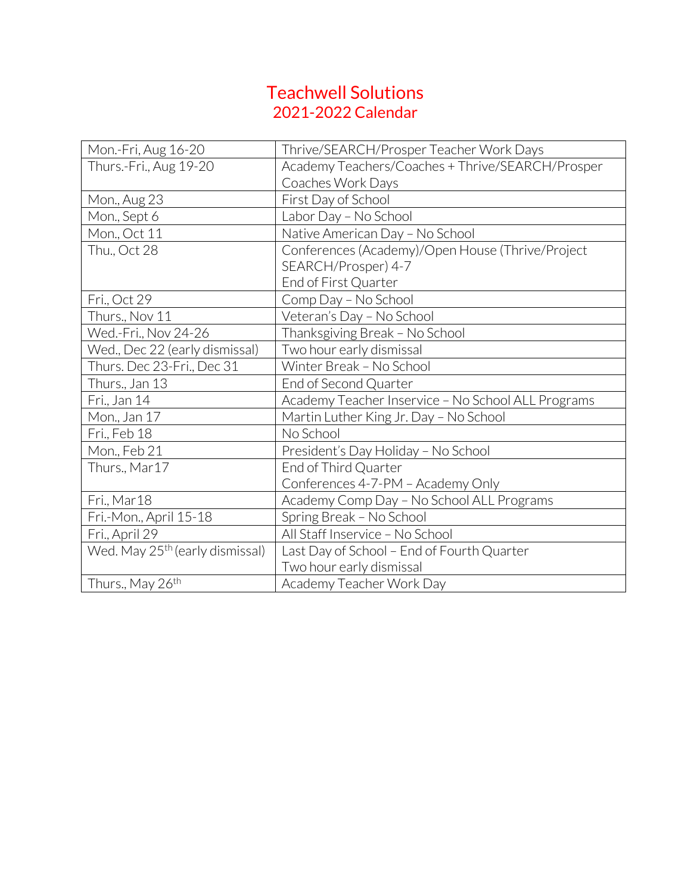# Teachwell Solutions
## 2021-2022 Calendar

| | |
|---|---|
| Mon.-Fri, Aug 16-20 | Thrive/SEARCH/Prosper Teacher Work Days |
| Thurs.-Fri., Aug 19-20 | Academy Teachers/Coaches + Thrive/SEARCH/Prosper Coaches Work Days |
| Mon., Aug 23 | First Day of School |
| Mon., Sept 6 | Labor Day – No School |
| Mon., Oct 11 | Native American Day – No School |
| Thu., Oct 28 | Conferences (Academy)/Open House (Thrive/Project SEARCH/Prosper) 4-7<br>End of First Quarter |
| Fri., Oct 29 | Comp Day – No School |
| Thurs., Nov 11 | Veteran's Day – No School |
| Wed.-Fri., Nov 24-26 | Thanksgiving Break – No School |
| Wed., Dec 22 (early dismissal) | Two hour early dismissal |
| Thurs. Dec 23-Fri., Dec 31 | Winter Break – No School |
| Thurs., Jan 13 | End of Second Quarter |
| Fri., Jan 14 | Academy Teacher Inservice – No School ALL Programs |
| Mon., Jan 17 | Martin Luther King Jr. Day – No School |
| Fri., Feb 18 | No School |
| Mon., Feb 21 | President's Day Holiday – No School |
| Thurs., Mar17 | End of Third Quarter<br>Conferences 4-7-PM – Academy Only |
| Fri., Mar18 | Academy Comp Day – No School ALL Programs |
| Fri.-Mon., April 15-18 | Spring Break – No School |
| Fri., April 29 | All Staff Inservice – No School |
| Wed. May 25th (early dismissal) | Last Day of School – End of Fourth Quarter<br>Two hour early dismissal |
| Thurs., May 26th | Academy Teacher Work Day |